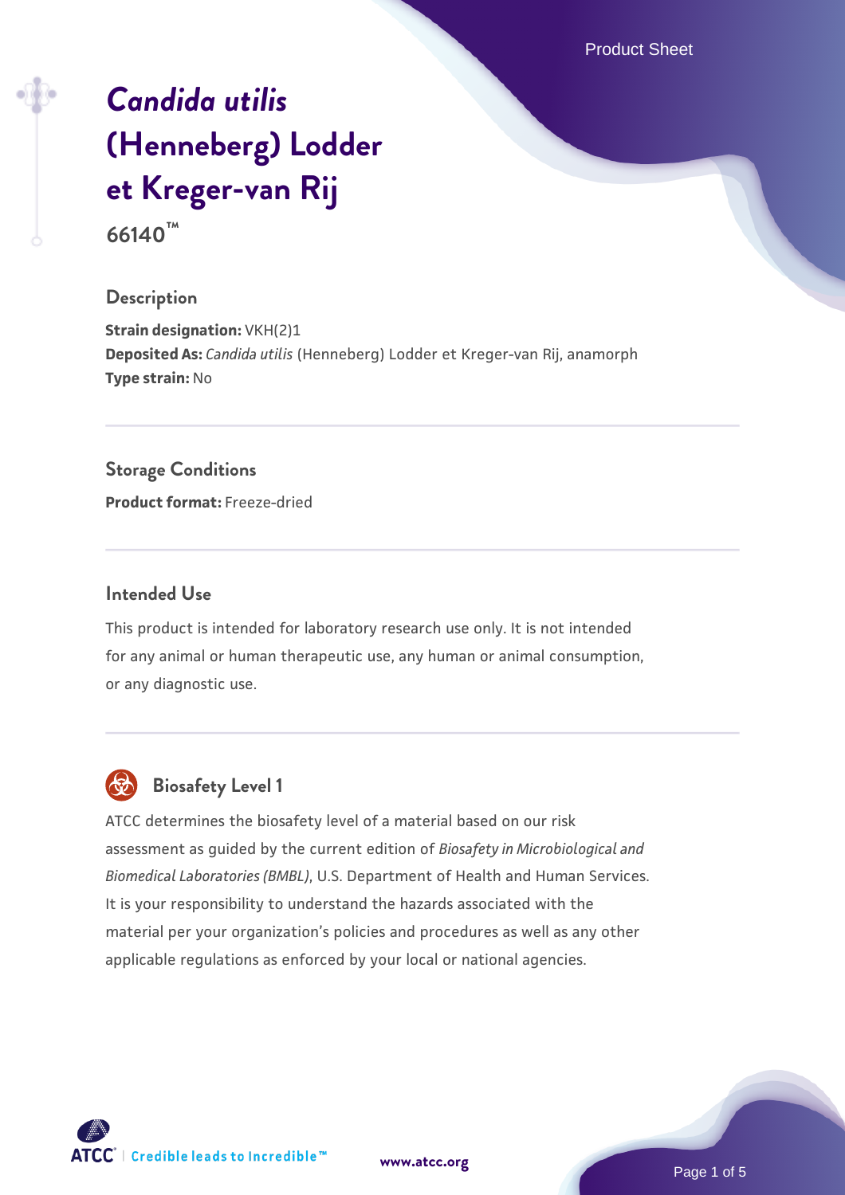# *Candida utilis* (Henneberg) Lodder et Kreger-van Rij

**66140™**

## Description

**Strain designation:** VKH(2)1
**Deposited As:** *Candida utilis* (Henneberg) Lodder et Kreger-van Rij, anamorph
**Type strain:** No

## Storage Conditions

**Product format:** Freeze-dried

## Intended Use

This product is intended for laboratory research use only. It is not intended for any animal or human therapeutic use, any human or animal consumption, or any diagnostic use.

## Biosafety Level 1

ATCC determines the biosafety level of a material based on our risk assessment as guided by the current edition of *Biosafety in Microbiological and Biomedical Laboratories (BMBL)*, U.S. Department of Health and Human Services. It is your responsibility to understand the hazards associated with the material per your organization's policies and procedures as well as any other applicable regulations as enforced by your local or national agencies.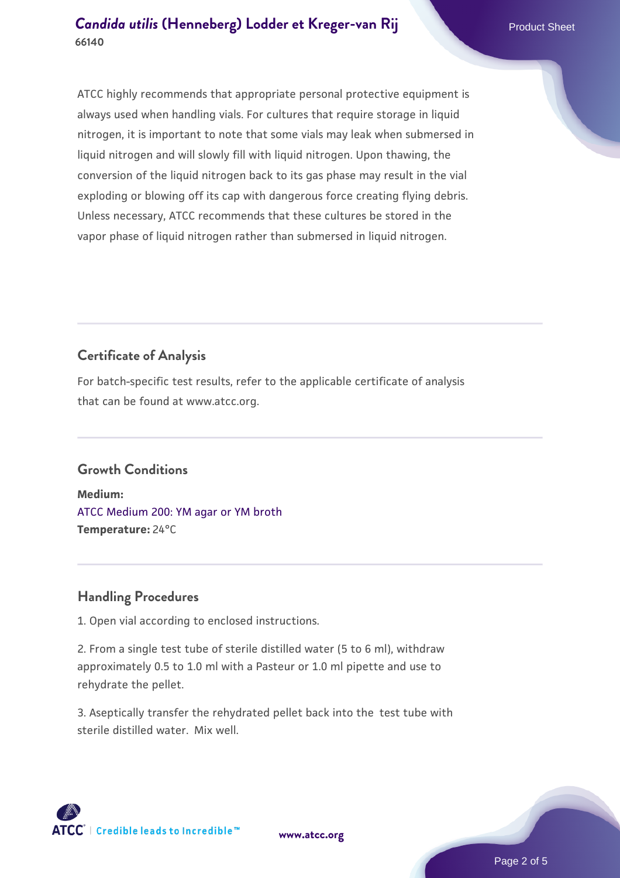ATCC highly recommends that appropriate personal protective equipment is always used when handling vials. For cultures that require storage in liquid nitrogen, it is important to note that some vials may leak when submersed in liquid nitrogen and will slowly fill with liquid nitrogen. Upon thawing, the conversion of the liquid nitrogen back to its gas phase may result in the vial exploding or blowing off its cap with dangerous force creating flying debris. Unless necessary, ATCC recommends that these cultures be stored in the vapor phase of liquid nitrogen rather than submersed in liquid nitrogen.

## Certificate of Analysis

For batch-specific test results, refer to the applicable certificate of analysis that can be found at www.atcc.org.

## Growth Conditions

**Medium:**
ATCC Medium 200: YM agar or YM broth
**Temperature:** 24°C

## Handling Procedures

1. Open vial according to enclosed instructions.

2. From a single test tube of sterile distilled water (5 to 6 ml), withdraw approximately 0.5 to 1.0 ml with a Pasteur or 1.0 ml pipette and use to rehydrate the pellet.

3. Aseptically transfer the rehydrated pellet back into the test tube with sterile distilled water. Mix well.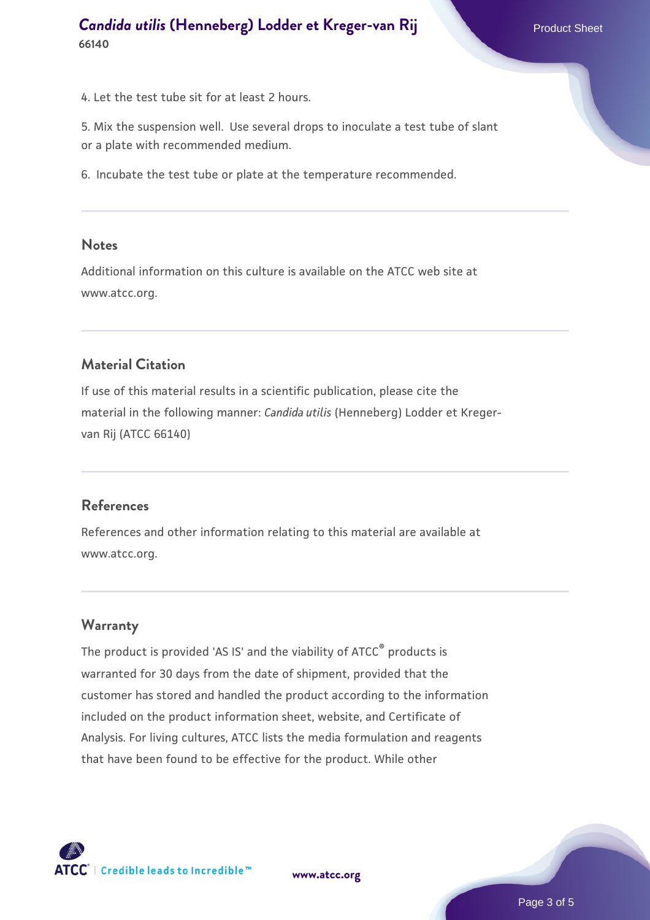4. Let the test tube sit for at least 2 hours.

5. Mix the suspension well. Use several drops to inoculate a test tube of slant or a plate with recommended medium.

6. Incubate the test tube or plate at the temperature recommended.

## Notes

Additional information on this culture is available on the ATCC web site at www.atcc.org.

## Material Citation

If use of this material results in a scientific publication, please cite the material in the following manner: *Candida utilis* (Henneberg) Lodder et Kreger-van Rij (ATCC 66140)

## References

References and other information relating to this material are available at www.atcc.org.

## Warranty

The product is provided 'AS IS' and the viability of ATCC® products is warranted for 30 days from the date of shipment, provided that the customer has stored and handled the product according to the information included on the product information sheet, website, and Certificate of Analysis. For living cultures, ATCC lists the media formulation and reagents that have been found to be effective for the product. While other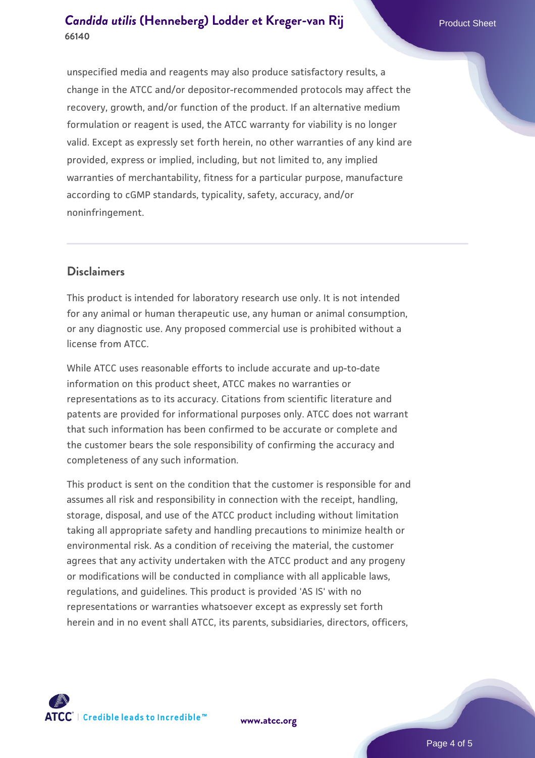unspecified media and reagents may also produce satisfactory results, a change in the ATCC and/or depositor-recommended protocols may affect the recovery, growth, and/or function of the product. If an alternative medium formulation or reagent is used, the ATCC warranty for viability is no longer valid. Except as expressly set forth herein, no other warranties of any kind are provided, express or implied, including, but not limited to, any implied warranties of merchantability, fitness for a particular purpose, manufacture according to cGMP standards, typicality, safety, accuracy, and/or noninfringement.

## Disclaimers

This product is intended for laboratory research use only. It is not intended for any animal or human therapeutic use, any human or animal consumption, or any diagnostic use. Any proposed commercial use is prohibited without a license from ATCC.

While ATCC uses reasonable efforts to include accurate and up-to-date information on this product sheet, ATCC makes no warranties or representations as to its accuracy. Citations from scientific literature and patents are provided for informational purposes only. ATCC does not warrant that such information has been confirmed to be accurate or complete and the customer bears the sole responsibility of confirming the accuracy and completeness of any such information.

This product is sent on the condition that the customer is responsible for and assumes all risk and responsibility in connection with the receipt, handling, storage, disposal, and use of the ATCC product including without limitation taking all appropriate safety and handling precautions to minimize health or environmental risk. As a condition of receiving the material, the customer agrees that any activity undertaken with the ATCC product and any progeny or modifications will be conducted in compliance with all applicable laws, regulations, and guidelines. This product is provided 'AS IS' with no representations or warranties whatsoever except as expressly set forth herein and in no event shall ATCC, its parents, subsidiaries, directors, officers,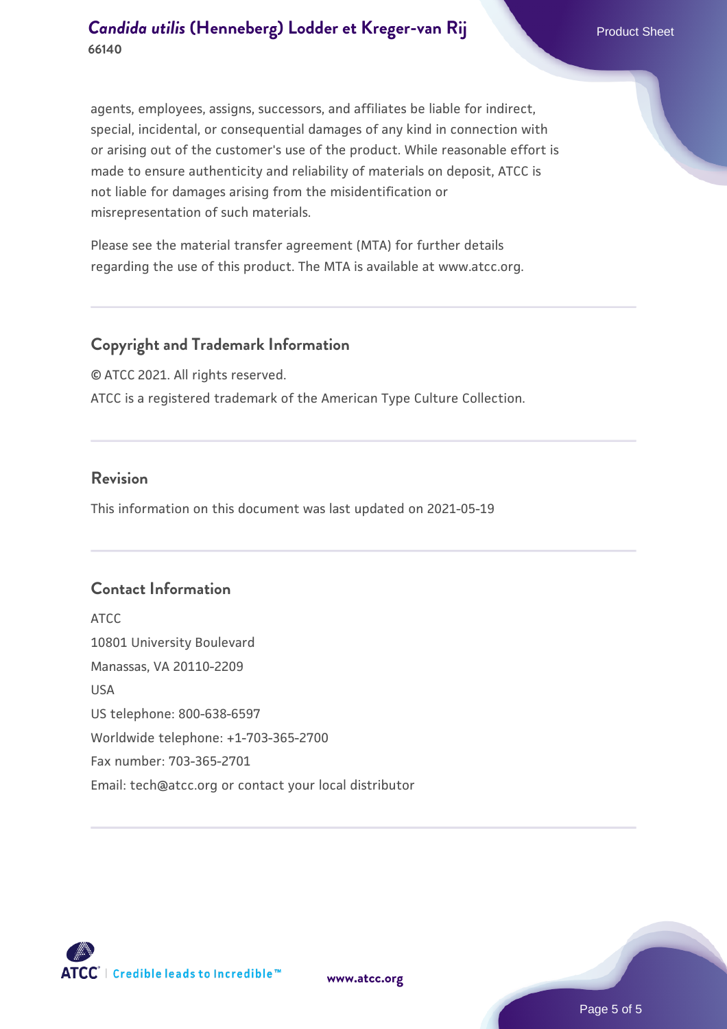agents, employees, assigns, successors, and affiliates be liable for indirect, special, incidental, or consequential damages of any kind in connection with or arising out of the customer's use of the product. While reasonable effort is made to ensure authenticity and reliability of materials on deposit, ATCC is not liable for damages arising from the misidentification or misrepresentation of such materials.

Please see the material transfer agreement (MTA) for further details regarding the use of this product. The MTA is available at www.atcc.org.

## Copyright and Trademark Information

© ATCC 2021. All rights reserved.

ATCC is a registered trademark of the American Type Culture Collection.

## Revision

This information on this document was last updated on 2021-05-19

## Contact Information

ATCC
10801 University Boulevard
Manassas, VA 20110-2209
USA
US telephone: 800-638-6597
Worldwide telephone: +1-703-365-2700
Fax number: 703-365-2701
Email: tech@atcc.org or contact your local distributor